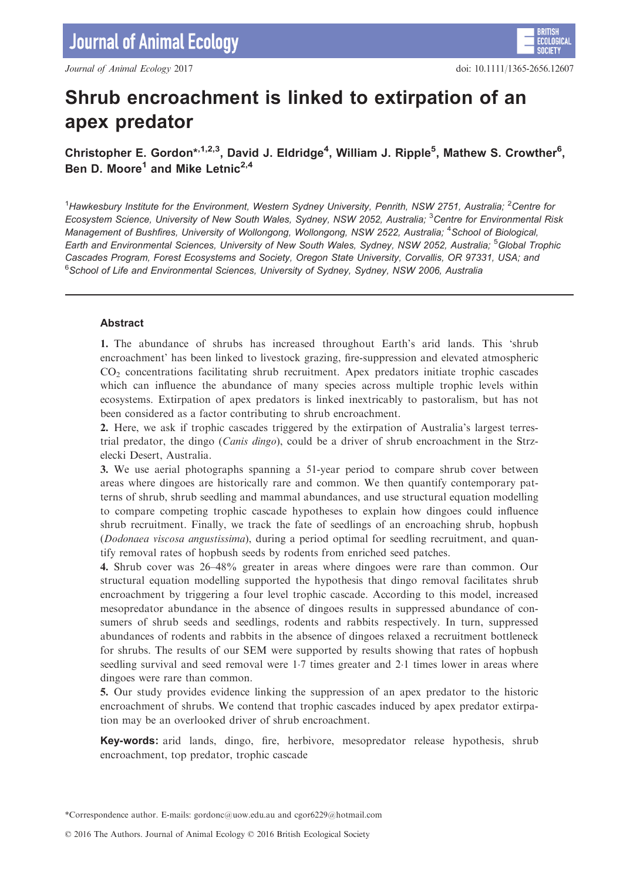# Shrub encroachment is linked to extirpation of an apex predator

**Christopher E. Gordon*[,1,2,3], David J. Eldridge[4], William J. Ripple[5], Mathew S. Crowther[6], Ben D. Moore[1] and Mike Letnic[2,4]**

[1]*Hawkesbury Institute for the Environment, Western Sydney University, Penrith, NSW 2751, Australia;* [2]*Centre for Ecosystem Science, University of New South Wales, Sydney, NSW 2052, Australia;* [3]*Centre for Environmental Risk Management of Bushfires, University of Wollongong, Wollongong, NSW 2522, Australia;* [4]*School of Biological, Earth and Environmental Sciences, University of New South Wales, Sydney, NSW 2052, Australia;* [5]*Global Trophic Cascades Program, Forest Ecosystems and Society, Oregon State University, Corvallis, OR 97331, USA; and* [6]*School of Life and Environmental Sciences, University of Sydney, Sydney, NSW 2006, Australia*

## Abstract

**1.** The abundance of shrubs has increased throughout Earth's arid lands. This 'shrub encroachment' has been linked to livestock grazing, fire-suppression and elevated atmospheric $CO_2$ concentrations facilitating shrub recruitment. Apex predators initiate trophic cascades which can influence the abundance of many species across multiple trophic levels within ecosystems. Extirpation of apex predators is linked inextricably to pastoralism, but has not been considered as a factor contributing to shrub encroachment.

**2.** Here, we ask if trophic cascades triggered by the extirpation of Australia's largest terrestrial predator, the dingo (*Canis dingo*), could be a driver of shrub encroachment in the Strzelecki Desert, Australia.

**3.** We use aerial photographs spanning a 51-year period to compare shrub cover between areas where dingoes are historically rare and common. We then quantify contemporary patterns of shrub, shrub seedling and mammal abundances, and use structural equation modelling to compare competing trophic cascade hypotheses to explain how dingoes could influence shrub recruitment. Finally, we track the fate of seedlings of an encroaching shrub, hopbush (*Dodonaea viscosa angustissima*), during a period optimal for seedling recruitment, and quantify removal rates of hopbush seeds by rodents from enriched seed patches.

**4.** Shrub cover was 26–48% greater in areas where dingoes were rare than common. Our structural equation modelling supported the hypothesis that dingo removal facilitates shrub encroachment by triggering a four level trophic cascade. According to this model, increased mesopredator abundance in the absence of dingoes results in suppressed abundance of consumers of shrub seeds and seedlings, rodents and rabbits respectively. In turn, suppressed abundances of rodents and rabbits in the absence of dingoes relaxed a recruitment bottleneck for shrubs. The results of our SEM were supported by results showing that rates of hopbush seedling survival and seed removal were 1·7 times greater and 2·1 times lower in areas where dingoes were rare than common.

**5.** Our study provides evidence linking the suppression of an apex predator to the historic encroachment of shrubs. We contend that trophic cascades induced by apex predator extirpation may be an overlooked driver of shrub encroachment.

**Key-words:** arid lands, dingo, fire, herbivore, mesopredator release hypothesis, shrub encroachment, top predator, trophic cascade

*Correspondence author. E-mails: gordonc@uow.edu.au and cgor6229@hotmail.com

© 2016 The Authors. Journal of Animal Ecology © 2016 British Ecological Society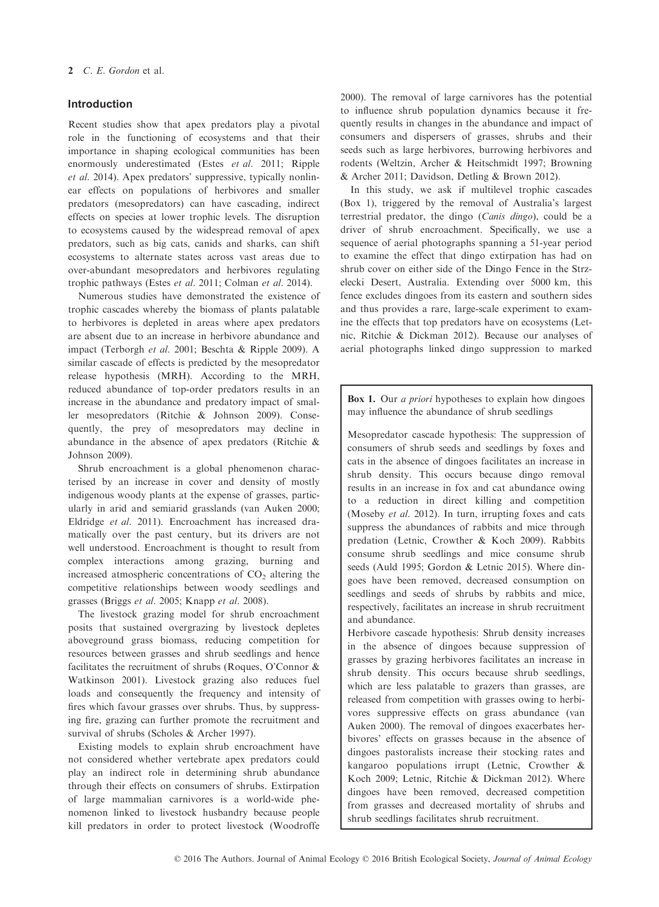## Introduction

Recent studies show that apex predators play a pivotal role in the functioning of ecosystems and that their importance in shaping ecological communities has been enormously underestimated (Estes *et al*. 2011; Ripple *et al*. 2014). Apex predators' suppressive, typically nonlinear effects on populations of herbivores and smaller predators (mesopredators) can have cascading, indirect effects on species at lower trophic levels. The disruption to ecosystems caused by the widespread removal of apex predators, such as big cats, canids and sharks, can shift ecosystems to alternate states across vast areas due to over-abundant mesopredators and herbivores regulating trophic pathways (Estes *et al*. 2011; Colman *et al*. 2014).

Numerous studies have demonstrated the existence of trophic cascades whereby the biomass of plants palatable to herbivores is depleted in areas where apex predators are absent due to an increase in herbivore abundance and impact (Terborgh *et al*. 2001; Beschta & Ripple 2009). A similar cascade of effects is predicted by the mesopredator release hypothesis (MRH). According to the MRH, reduced abundance of top-order predators results in an increase in the abundance and predatory impact of smaller mesopredators (Ritchie & Johnson 2009). Consequently, the prey of mesopredators may decline in abundance in the absence of apex predators (Ritchie & Johnson 2009).

Shrub encroachment is a global phenomenon characterised by an increase in cover and density of mostly indigenous woody plants at the expense of grasses, particularly in arid and semiarid grasslands (van Auken 2000; Eldridge *et al*. 2011). Encroachment has increased dramatically over the past century, but its drivers are not well understood. Encroachment is thought to result from complex interactions among grazing, burning and increased atmospheric concentrations of $CO_2$ altering the competitive relationships between woody seedlings and grasses (Briggs *et al*. 2005; Knapp *et al*. 2008).

The livestock grazing model for shrub encroachment posits that sustained overgrazing by livestock depletes aboveground grass biomass, reducing competition for resources between grasses and shrub seedlings and hence facilitates the recruitment of shrubs (Roques, O'Connor & Watkinson 2001). Livestock grazing also reduces fuel loads and consequently the frequency and intensity of fires which favour grasses over shrubs. Thus, by suppressing fire, grazing can further promote the recruitment and survival of shrubs (Scholes & Archer 1997).

Existing models to explain shrub encroachment have not considered whether vertebrate apex predators could play an indirect role in determining shrub abundance through their effects on consumers of shrubs. Extirpation of large mammalian carnivores is a world-wide phenomenon linked to livestock husbandry because people kill predators in order to protect livestock (Woodroffe 2000). The removal of large carnivores has the potential to influence shrub population dynamics because it frequently results in changes in the abundance and impact of consumers and dispersers of grasses, shrubs and their seeds such as large herbivores, burrowing herbivores and rodents (Weltzin, Archer & Heitschmidt 1997; Browning & Archer 2011; Davidson, Detling & Brown 2012).

In this study, we ask if multilevel trophic cascades (Box 1), triggered by the removal of Australia's largest terrestrial predator, the dingo (*Canis dingo*), could be a driver of shrub encroachment. Specifically, we use a sequence of aerial photographs spanning a 51-year period to examine the effect that dingo extirpation has had on shrub cover on either side of the Dingo Fence in the Strzelecki Desert, Australia. Extending over 5000 km, this fence excludes dingoes from its eastern and southern sides and thus provides a rare, large-scale experiment to examine the effects that top predators have on ecosystems (Letnic, Ritchie & Dickman 2012). Because our analyses of aerial photographs linked dingo suppression to marked

**Box 1.** Our *a priori* hypotheses to explain how dingoes may influence the abundance of shrub seedlings

Mesopredator cascade hypothesis: The suppression of consumers of shrub seeds and seedlings by foxes and cats in the absence of dingoes facilitates an increase in shrub density. This occurs because dingo removal results in an increase in fox and cat abundance owing to a reduction in direct killing and competition (Moseby *et al*. 2012). In turn, irrupting foxes and cats suppress the abundances of rabbits and mice through predation (Letnic, Crowther & Koch 2009). Rabbits consume shrub seedlings and mice consume shrub seeds (Auld 1995; Gordon & Letnic 2015). Where dingoes have been removed, decreased consumption on seedlings and seeds of shrubs by rabbits and mice, respectively, facilitates an increase in shrub recruitment and abundance.

Herbivore cascade hypothesis: Shrub density increases in the absence of dingoes because suppression of grasses by grazing herbivores facilitates an increase in shrub density. This occurs because shrub seedlings, which are less palatable to grazers than grasses, are released from competition with grasses owing to herbivores suppressive effects on grass abundance (van Auken 2000). The removal of dingoes exacerbates herbivores' effects on grasses because in the absence of dingoes pastoralists increase their stocking rates and kangaroo populations irrupt (Letnic, Crowther & Koch 2009; Letnic, Ritchie & Dickman 2012). Where dingoes have been removed, decreased competition from grasses and decreased mortality of shrubs and shrub seedlings facilitates shrub recruitment.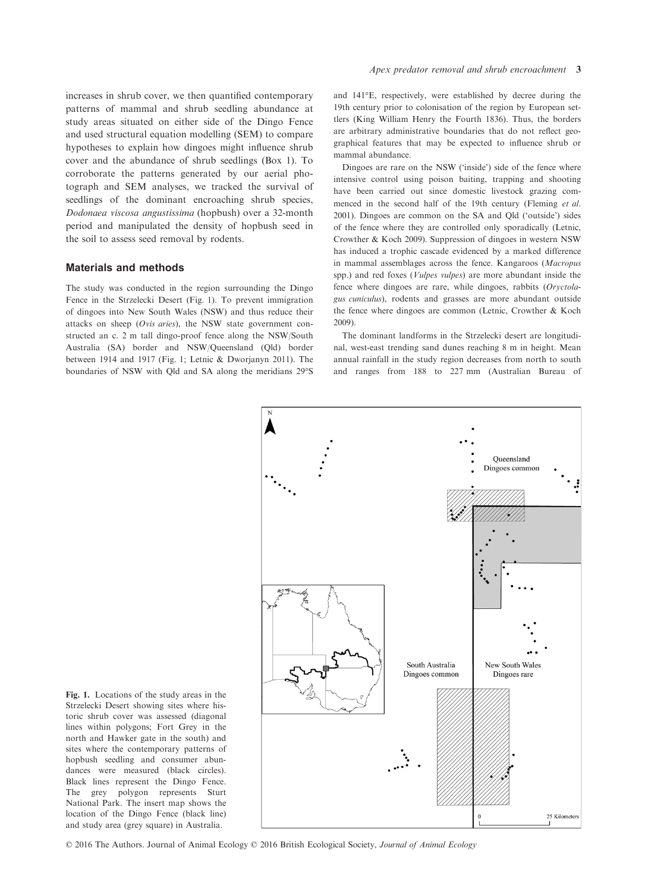increases in shrub cover, we then quantified contemporary patterns of mammal and shrub seedling abundance at study areas situated on either side of the Dingo Fence and used structural equation modelling (SEM) to compare hypotheses to explain how dingoes might influence shrub cover and the abundance of shrub seedlings (Box 1). To corroborate the patterns generated by our aerial photograph and SEM analyses, we tracked the survival of seedlings of the dominant encroaching shrub species, *Dodonaea viscosa angustissima* (hopbush) over a 32-month period and manipulated the density of hopbush seed in the soil to assess seed removal by rodents.

## Materials and methods

The study was conducted in the region surrounding the Dingo Fence in the Strzelecki Desert (Fig. 1). To prevent immigration of dingoes into New South Wales (NSW) and thus reduce their attacks on sheep (*Ovis aries*), the NSW state government constructed an c. 2 m tall dingo-proof fence along the NSW/South Australia (SA) border and NSW/Queensland (Qld) border between 1914 and 1917 (Fig. 1; Letnic & Dworjanyn 2011). The boundaries of NSW with Qld and SA along the meridians 29°S and 141°E, respectively, were established by decree during the 19th century prior to colonisation of the region by European settlers (King William Henry the Fourth 1836). Thus, the borders are arbitrary administrative boundaries that do not reflect geographical features that may be expected to influence shrub or mammal abundance.

Dingoes are rare on the NSW ('inside') side of the fence where intensive control using poison baiting, trapping and shooting have been carried out since domestic livestock grazing commenced in the second half of the 19th century (Fleming *et al.* 2001). Dingoes are common on the SA and Qld ('outside') sides of the fence where they are controlled only sporadically (Letnic, Crowther & Koch 2009). Suppression of dingoes in western NSW has induced a trophic cascade evidenced by a marked difference in mammal assemblages across the fence. Kangaroos (*Macropus* spp.) and red foxes (*Vulpes vulpes*) are more abundant inside the fence where dingoes are rare, while dingoes, rabbits (*Oryctolagus cuniculus*), rodents and grasses are more abundant outside the fence where dingoes are common (Letnic, Crowther & Koch 2009).

The dominant landforms in the Strzelecki desert are longitudinal, west-east trending sand dunes reaching 8 m in height. Mean annual rainfall in the study region decreases from north to south and ranges from 188 to 227 mm (Australian Bureau of

**Fig. 1.** Locations of the study areas in the Strzelecki Desert showing sites where historic shrub cover was assessed (diagonal lines within polygons; Fort Grey in the north and Hawker gate in the south) and sites where the contemporary patterns of hopbush seedling and consumer abundances were measured (black circles). Black lines represent the Dingo Fence. The grey polygon represents Sturt National Park. The insert map shows the location of the Dingo Fence (black line) and study area (grey square) in Australia.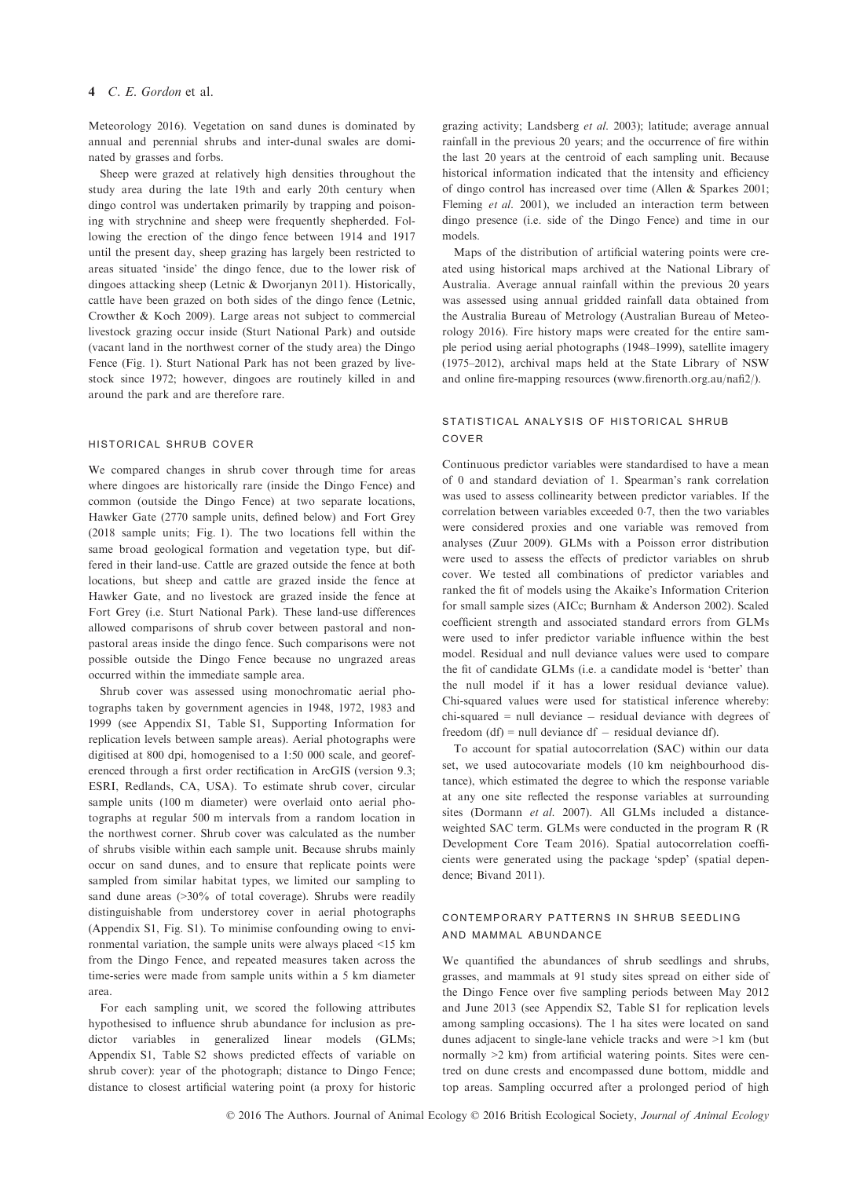Meteorology 2016). Vegetation on sand dunes is dominated by annual and perennial shrubs and inter-dunal swales are dominated by grasses and forbs.

Sheep were grazed at relatively high densities throughout the study area during the late 19th and early 20th century when dingo control was undertaken primarily by trapping and poisoning with strychnine and sheep were frequently shepherded. Following the erection of the dingo fence between 1914 and 1917 until the present day, sheep grazing has largely been restricted to areas situated 'inside' the dingo fence, due to the lower risk of dingoes attacking sheep (Letnic & Dworjanyn 2011). Historically, cattle have been grazed on both sides of the dingo fence (Letnic, Crowther & Koch 2009). Large areas not subject to commercial livestock grazing occur inside (Sturt National Park) and outside (vacant land in the northwest corner of the study area) the Dingo Fence (Fig. 1). Sturt National Park has not been grazed by livestock since 1972; however, dingoes are routinely killed in and around the park and are therefore rare.

### HISTORICAL SHRUB COVER

We compared changes in shrub cover through time for areas where dingoes are historically rare (inside the Dingo Fence) and common (outside the Dingo Fence) at two separate locations, Hawker Gate (2770 sample units, defined below) and Fort Grey (2018 sample units; Fig. 1). The two locations fell within the same broad geological formation and vegetation type, but differed in their land-use. Cattle are grazed outside the fence at both locations, but sheep and cattle are grazed inside the fence at Hawker Gate, and no livestock are grazed inside the fence at Fort Grey (i.e. Sturt National Park). These land-use differences allowed comparisons of shrub cover between pastoral and non-pastoral areas inside the dingo fence. Such comparisons were not possible outside the Dingo Fence because no ungrazed areas occurred within the immediate sample area.

Shrub cover was assessed using monochromatic aerial photographs taken by government agencies in 1948, 1972, 1983 and 1999 (see Appendix S1, Table S1, Supporting Information for replication levels between sample areas). Aerial photographs were digitised at 800 dpi, homogenised to a 1:50 000 scale, and georeferenced through a first order rectification in ArcGIS (version 9.3; ESRI, Redlands, CA, USA). To estimate shrub cover, circular sample units (100 m diameter) were overlaid onto aerial photographs at regular 500 m intervals from a random location in the northwest corner. Shrub cover was calculated as the number of shrubs visible within each sample unit. Because shrubs mainly occur on sand dunes, and to ensure that replicate points were sampled from similar habitat types, we limited our sampling to sand dune areas (>30% of total coverage). Shrubs were readily distinguishable from understorey cover in aerial photographs (Appendix S1, Fig. S1). To minimise confounding owing to environmental variation, the sample units were always placed <15 km from the Dingo Fence, and repeated measures taken across the time-series were made from sample units within a 5 km diameter area.

For each sampling unit, we scored the following attributes hypothesised to influence shrub abundance for inclusion as predictor variables in generalized linear models (GLMs; Appendix S1, Table S2 shows predicted effects of variable on shrub cover): year of the photograph; distance to Dingo Fence; distance to closest artificial watering point (a proxy for historic grazing activity; Landsberg *et al.* 2003); latitude; average annual rainfall in the previous 20 years; and the occurrence of fire within the last 20 years at the centroid of each sampling unit. Because historical information indicated that the intensity and efficiency of dingo control has increased over time (Allen & Sparkes 2001; Fleming *et al.* 2001), we included an interaction term between dingo presence (i.e. side of the Dingo Fence) and time in our models.

Maps of the distribution of artificial watering points were created using historical maps archived at the National Library of Australia. Average annual rainfall within the previous 20 years was assessed using annual gridded rainfall data obtained from the Australia Bureau of Metrology (Australian Bureau of Meteorology 2016). Fire history maps were created for the entire sample period using aerial photographs (1948–1999), satellite imagery (1975–2012), archival maps held at the State Library of NSW and online fire-mapping resources (www.firenorth.org.au/nafi2/).

### STATISTICAL ANALYSIS OF HISTORICAL SHRUB COVER

Continuous predictor variables were standardised to have a mean of 0 and standard deviation of 1. Spearman's rank correlation was used to assess collinearity between predictor variables. If the correlation between variables exceeded 0·7, then the two variables were considered proxies and one variable was removed from analyses (Zuur 2009). GLMs with a Poisson error distribution were used to assess the effects of predictor variables on shrub cover. We tested all combinations of predictor variables and ranked the fit of models using the Akaike's Information Criterion for small sample sizes (AICc; Burnham & Anderson 2002). Scaled coefficient strength and associated standard errors from GLMs were used to infer predictor variable influence within the best model. Residual and null deviance values were used to compare the fit of candidate GLMs (i.e. a candidate model is 'better' than the null model if it has a lower residual deviance value). Chi-squared values were used for statistical inference whereby: chi-squared = null deviance − residual deviance with degrees of freedom (df) = null deviance df − residual deviance df).

To account for spatial autocorrelation (SAC) within our data set, we used autocovariate models (10 km neighbourhood distance), which estimated the degree to which the response variable at any one site reflected the response variables at surrounding sites (Dormann *et al.* 2007). All GLMs included a distance-weighted SAC term. GLMs were conducted in the program R (R Development Core Team 2016). Spatial autocorrelation coefficients were generated using the package 'spdep' (spatial dependence; Bivand 2011).

### CONTEMPORARY PATTERNS IN SHRUB SEEDLING AND MAMMAL ABUNDANCE

We quantified the abundances of shrub seedlings and shrubs, grasses, and mammals at 91 study sites spread on either side of the Dingo Fence over five sampling periods between May 2012 and June 2013 (see Appendix S2, Table S1 for replication levels among sampling occasions). The 1 ha sites were located on sand dunes adjacent to single-lane vehicle tracks and were >1 km (but normally >2 km) from artificial watering points. Sites were centred on dune crests and encompassed dune bottom, middle and top areas. Sampling occurred after a prolonged period of high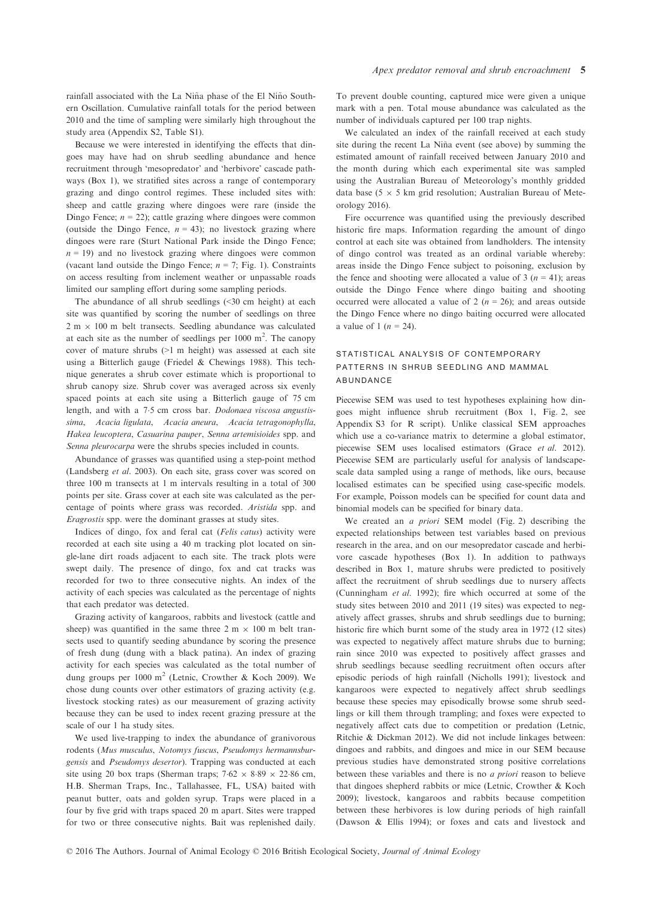rainfall associated with the La Niña phase of the El Niño Southern Oscillation. Cumulative rainfall totals for the period between 2010 and the time of sampling were similarly high throughout the study area (Appendix S2, Table S1).

Because we were interested in identifying the effects that dingoes may have had on shrub seedling abundance and hence recruitment through 'mesopredator' and 'herbivore' cascade pathways (Box 1), we stratified sites across a range of contemporary grazing and dingo control regimes. These included sites with: sheep and cattle grazing where dingoes were rare (inside the Dingo Fence; $n = 22$); cattle grazing where dingoes were common (outside the Dingo Fence, $n = 43$); no livestock grazing where dingoes were rare (Sturt National Park inside the Dingo Fence; $n = 19$) and no livestock grazing where dingoes were common (vacant land outside the Dingo Fence; $n = 7$; Fig. 1). Constraints on access resulting from inclement weather or unpassable roads limited our sampling effort during some sampling periods.

The abundance of all shrub seedlings (<30 cm height) at each site was quantified by scoring the number of seedlings on three 2 m × 100 m belt transects. Seedling abundance was calculated at each site as the number of seedlings per 1000 $m^2$. The canopy cover of mature shrubs (>1 m height) was assessed at each site using a Bitterlich gauge (Friedel & Chewings 1988). This technique generates a shrub cover estimate which is proportional to shrub canopy size. Shrub cover was averaged across six evenly spaced points at each site using a Bitterlich gauge of 75 cm length, and with a 7·5 cm cross bar. *Dodonaea viscosa angustissima*, *Acacia ligulata*, *Acacia aneura*, *Acacia tetragonophylla*, *Hakea leucoptera*, *Casuarina pauper*, *Senna artemisioides* spp. and *Senna pleurocarpa* were the shrubs species included in counts.

Abundance of grasses was quantified using a step-point method (Landsberg *et al.* 2003). On each site, grass cover was scored on three 100 m transects at 1 m intervals resulting in a total of 300 points per site. Grass cover at each site was calculated as the percentage of points where grass was recorded. *Aristida* spp. and *Eragrostis* spp. were the dominant grasses at study sites.

Indices of dingo, fox and feral cat (*Felis catus*) activity were recorded at each site using a 40 m tracking plot located on single-lane dirt roads adjacent to each site. The track plots were swept daily. The presence of dingo, fox and cat tracks was recorded for two to three consecutive nights. An index of the activity of each species was calculated as the percentage of nights that each predator was detected.

Grazing activity of kangaroos, rabbits and livestock (cattle and sheep) was quantified in the same three 2 m × 100 m belt transects used to quantify seeding abundance by scoring the presence of fresh dung (dung with a black patina). An index of grazing activity for each species was calculated as the total number of dung groups per 1000 $m^2$ (Letnic, Crowther & Koch 2009). We chose dung counts over other estimators of grazing activity (e.g. livestock stocking rates) as our measurement of grazing activity because they can be used to index recent grazing pressure at the scale of our 1 ha study sites.

We used live-trapping to index the abundance of granivorous rodents (*Mus musculus*, *Notomys fuscus*, *Pseudomys hermannsburgensis* and *Pseudomys desertor*). Trapping was conducted at each site using 20 box traps (Sherman traps; 7·62 × 8·89 × 22·86 cm, H.B. Sherman Traps, Inc., Tallahassee, FL, USA) baited with peanut butter, oats and golden syrup. Traps were placed in a four by five grid with traps spaced 20 m apart. Sites were trapped for two or three consecutive nights. Bait was replenished daily. To prevent double counting, captured mice were given a unique mark with a pen. Total mouse abundance was calculated as the number of individuals captured per 100 trap nights.

We calculated an index of the rainfall received at each study site during the recent La Niña event (see above) by summing the estimated amount of rainfall received between January 2010 and the month during which each experimental site was sampled using the Australian Bureau of Meteorology's monthly gridded data base (5 × 5 km grid resolution; Australian Bureau of Meteorology 2016).

Fire occurrence was quantified using the previously described historic fire maps. Information regarding the amount of dingo control at each site was obtained from landholders. The intensity of dingo control was treated as an ordinal variable whereby: areas inside the Dingo Fence subject to poisoning, exclusion by the fence and shooting were allocated a value of 3 ($n = 41$); areas outside the Dingo Fence where dingo baiting and shooting occurred were allocated a value of 2 ($n = 26$); and areas outside the Dingo Fence where no dingo baiting occurred were allocated a value of 1 ($n = 24$).

## STATISTICAL ANALYSIS OF CONTEMPORARY PATTERNS IN SHRUB SEEDLING AND MAMMAL ABUNDANCE

Piecewise SEM was used to test hypotheses explaining how dingoes might influence shrub recruitment (Box 1, Fig. 2, see Appendix S3 for R script). Unlike classical SEM approaches which use a co-variance matrix to determine a global estimator, piecewise SEM uses localised estimators (Grace *et al.* 2012). Piecewise SEM are particularly useful for analysis of landscape-scale data sampled using a range of methods, like ours, because localised estimates can be specified using case-specific models. For example, Poisson models can be specified for count data and binomial models can be specified for binary data.

We created an *a priori* SEM model (Fig. 2) describing the expected relationships between test variables based on previous research in the area, and on our mesopredator cascade and herbivore cascade hypotheses (Box 1). In addition to pathways described in Box 1, mature shrubs were predicted to positively affect the recruitment of shrub seedlings due to nursery affects (Cunningham *et al.* 1992); fire which occurred at some of the study sites between 2010 and 2011 (19 sites) was expected to negatively affect grasses, shrubs and shrub seedlings due to burning; historic fire which burnt some of the study area in 1972 (12 sites) was expected to negatively affect mature shrubs due to burning; rain since 2010 was expected to positively affect grasses and shrub seedlings because seedling recruitment often occurs after episodic periods of high rainfall (Nicholls 1991); livestock and kangaroos were expected to negatively affect shrub seedlings because these species may episodically browse some shrub seedlings or kill them through trampling; and foxes were expected to negatively affect cats due to competition or predation (Letnic, Ritchie & Dickman 2012). We did not include linkages between: dingoes and rabbits, and dingoes and mice in our SEM because previous studies have demonstrated strong positive correlations between these variables and there is no *a priori* reason to believe that dingoes shepherd rabbits or mice (Letnic, Crowther & Koch 2009); livestock, kangaroos and rabbits because competition between these herbivores is low during periods of high rainfall (Dawson & Ellis 1994); or foxes and cats and livestock and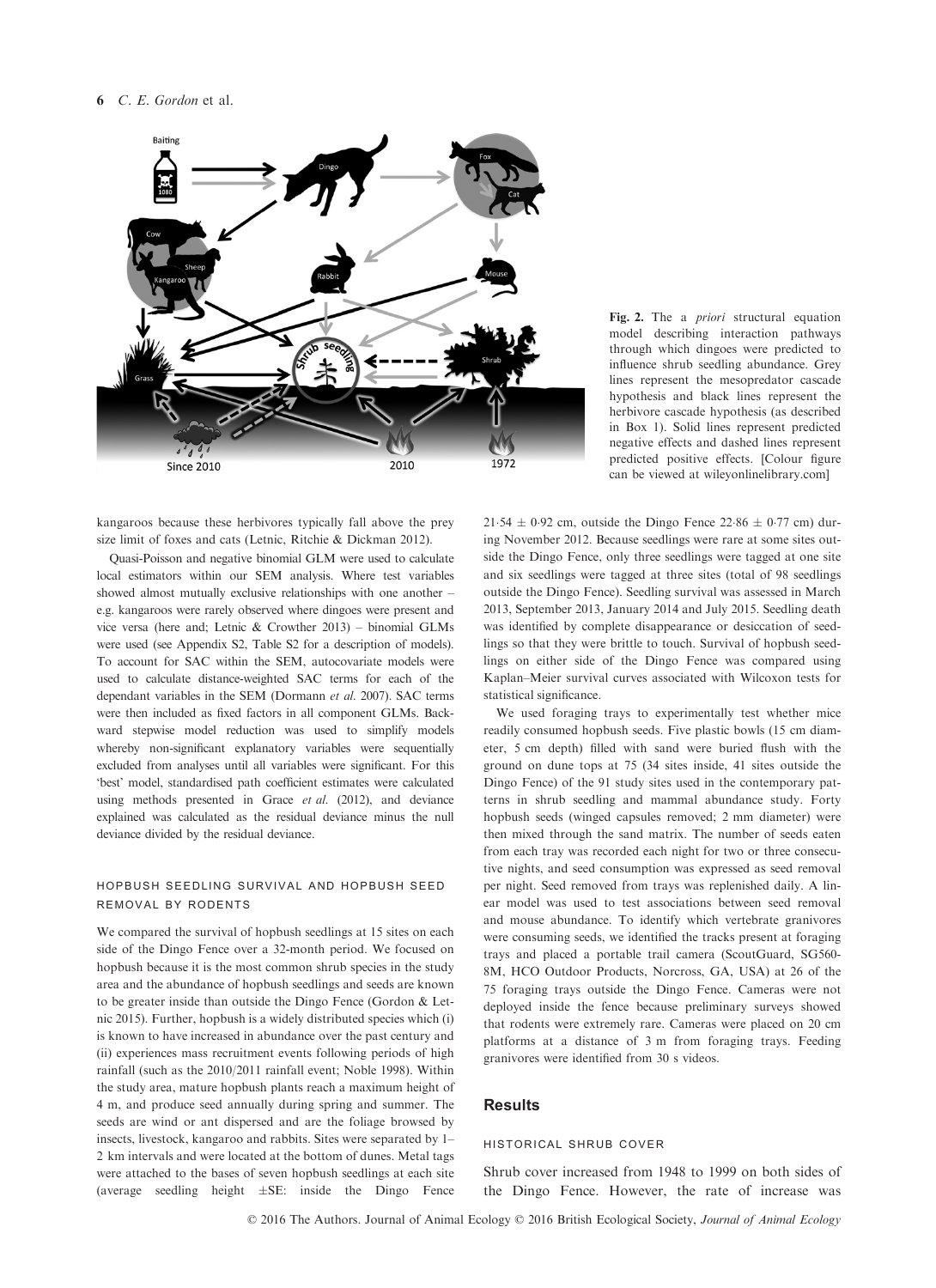Fig. 2. The *a priori* structural equation model describing interaction pathways through which dingoes were predicted to influence shrub seedling abundance. Grey lines represent the mesopredator cascade hypothesis and black lines represent the herbivore cascade hypothesis (as described in Box 1). Solid lines represent predicted negative effects and dashed lines represent predicted positive effects. [Colour figure can be viewed at wileyonlinelibrary.com]

kangaroos because these herbivores typically fall above the prey size limit of foxes and cats (Letnic, Ritchie & Dickman 2012).

Quasi-Poisson and negative binomial GLM were used to calculate local estimators within our SEM analysis. Where test variables showed almost mutually exclusive relationships with one another – e.g. kangaroos were rarely observed where dingoes were present and vice versa (here and; Letnic & Crowther 2013) – binomial GLMs were used (see Appendix S2, Table S2 for a description of models). To account for SAC within the SEM, autocovariate models were used to calculate distance-weighted SAC terms for each of the dependant variables in the SEM (Dormann *et al.* 2007). SAC terms were then included as fixed factors in all component GLMs. Backward stepwise model reduction was used to simplify models whereby non-significant explanatory variables were sequentially excluded from analyses until all variables were significant. For this 'best' model, standardised path coefficient estimates were calculated using methods presented in Grace *et al.* (2012), and deviance explained was calculated as the residual deviance minus the null deviance divided by the residual deviance.

### HOPBUSH SEEDLING SURVIVAL AND HOPBUSH SEED REMOVAL BY RODENTS

We compared the survival of hopbush seedlings at 15 sites on each side of the Dingo Fence over a 32-month period. We focused on hopbush because it is the most common shrub species in the study area and the abundance of hopbush seedlings and seeds are known to be greater inside than outside the Dingo Fence (Gordon & Letnic 2015). Further, hopbush is a widely distributed species which (i) is known to have increased in abundance over the past century and (ii) experiences mass recruitment events following periods of high rainfall (such as the 2010/2011 rainfall event; Noble 1998). Within the study area, mature hopbush plants reach a maximum height of 4 m, and produce seed annually during spring and summer. The seeds are wind or ant dispersed and are the foliage browsed by insects, livestock, kangaroo and rabbits. Sites were separated by 1–2 km intervals and were located at the bottom of dunes. Metal tags were attached to the bases of seven hopbush seedlings at each site (average seedling height ±SE: inside the Dingo Fence $21{\cdot}54 \pm 0{\cdot}92$ cm, outside the Dingo Fence $22{\cdot}86 \pm 0{\cdot}77$ cm) during November 2012. Because seedlings were rare at some sites outside the Dingo Fence, only three seedlings were tagged at one site and six seedlings were tagged at three sites (total of 98 seedlings outside the Dingo Fence). Seedling survival was assessed in March 2013, September 2013, January 2014 and July 2015. Seedling death was identified by complete disappearance or desiccation of seedlings so that they were brittle to touch. Survival of hopbush seedlings on either side of the Dingo Fence was compared using Kaplan–Meier survival curves associated with Wilcoxon tests for statistical significance.

We used foraging trays to experimentally test whether mice readily consumed hopbush seeds. Five plastic bowls (15 cm diameter, 5 cm depth) filled with sand were buried flush with the ground on dune tops at 75 (34 sites inside, 41 sites outside the Dingo Fence) of the 91 study sites used in the contemporary patterns in shrub seedling and mammal abundance study. Forty hopbush seeds (winged capsules removed; 2 mm diameter) were then mixed through the sand matrix. The number of seeds eaten from each tray was recorded each night for two or three consecutive nights, and seed consumption was expressed as seed removal per night. Seed removed from trays was replenished daily. A linear model was used to test associations between seed removal and mouse abundance. To identify which vertebrate granivores were consuming seeds, we identified the tracks present at foraging trays and placed a portable trail camera (ScoutGuard, SG560-8M, HCO Outdoor Products, Norcross, GA, USA) at 26 of the 75 foraging trays outside the Dingo Fence. Cameras were not deployed inside the fence because preliminary surveys showed that rodents were extremely rare. Cameras were placed on 20 cm platforms at a distance of 3 m from foraging trays. Feeding granivores were identified from 30 s videos.

## Results

### HISTORICAL SHRUB COVER

Shrub cover increased from 1948 to 1999 on both sides of the Dingo Fence. However, the rate of increase was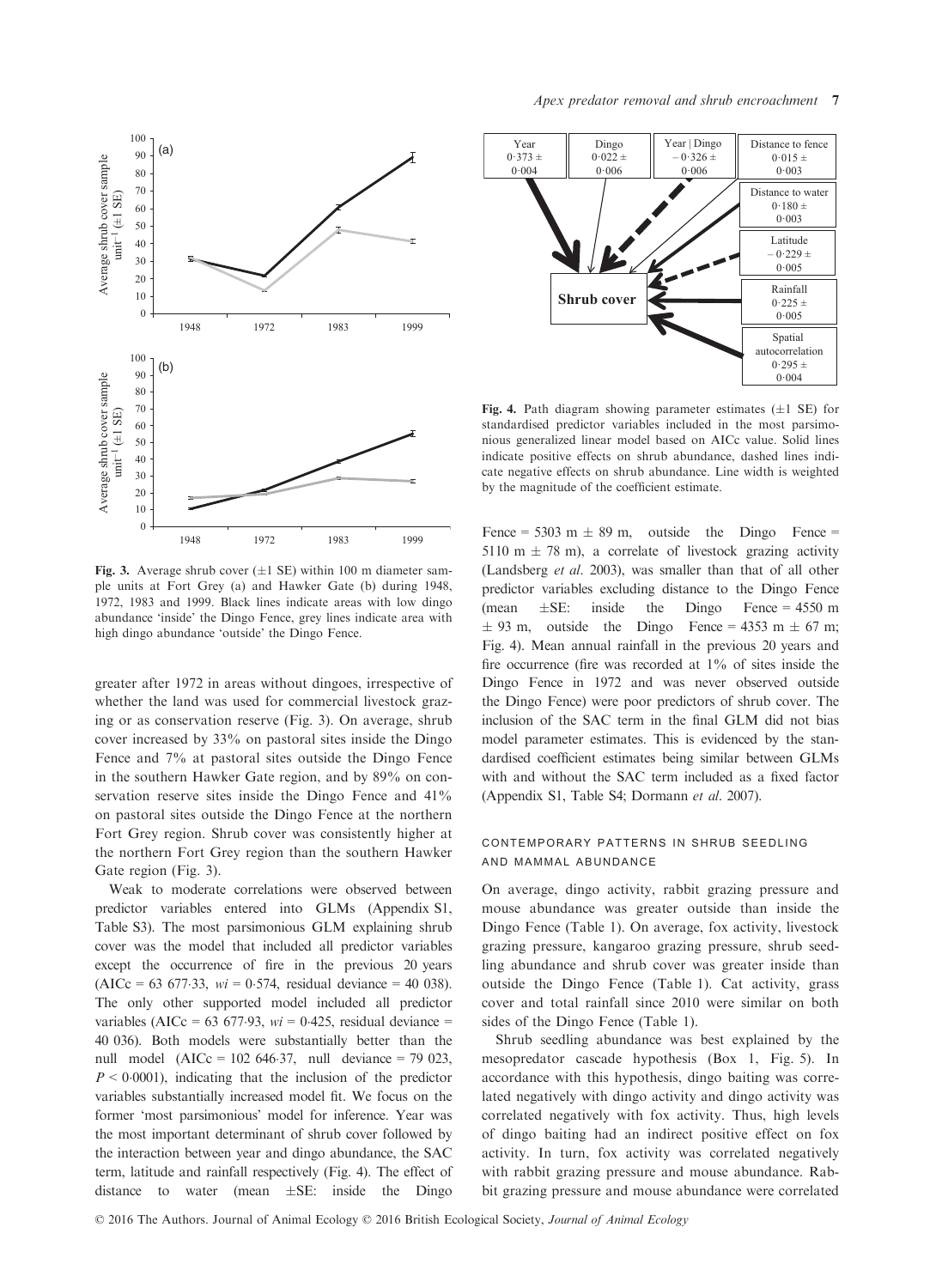Fig. 3. Average shrub cover (±1 SE) within 100 m diameter sample units at Fort Grey (a) and Hawker Gate (b) during 1948, 1972, 1983 and 1999. Black lines indicate areas with low dingo abundance 'inside' the Dingo Fence, grey lines indicate area with high dingo abundance 'outside' the Dingo Fence.

Fig. 4. Path diagram showing parameter estimates (±1 SE) for standardised predictor variables included in the most parsimonious generalized linear model based on AICc value. Solid lines indicate positive effects on shrub abundance, dashed lines indicate negative effects on shrub abundance. Line width is weighted by the magnitude of the coefficient estimate.

greater after 1972 in areas without dingoes, irrespective of whether the land was used for commercial livestock grazing or as conservation reserve (Fig. 3). On average, shrub cover increased by 33% on pastoral sites inside the Dingo Fence and 7% at pastoral sites outside the Dingo Fence in the southern Hawker Gate region, and by 89% on conservation reserve sites inside the Dingo Fence and 41% on pastoral sites outside the Dingo Fence at the northern Fort Grey region. Shrub cover was consistently higher at the northern Fort Grey region than the southern Hawker Gate region (Fig. 3).

Weak to moderate correlations were observed between predictor variables entered into GLMs (Appendix S1, Table S3). The most parsimonious GLM explaining shrub cover was the model that included all predictor variables except the occurrence of fire in the previous 20 years (AICc = 63 677·33, $wi$ = 0·574, residual deviance = 40 038). The only other supported model included all predictor variables (AICc = 63 677·93, $wi$ = 0·425, residual deviance = 40 036). Both models were substantially better than the null model (AICc = 102 646·37, null deviance = 79 023, $P < 0{\cdot}0001$), indicating that the inclusion of the predictor variables substantially increased model fit. We focus on the former 'most parsimonious' model for inference. Year was the most important determinant of shrub cover followed by the interaction between year and dingo abundance, the SAC term, latitude and rainfall respectively (Fig. 4). The effect of distance to water (mean ±SE: inside the Dingo Fence = 5303 m ± 89 m, outside the Dingo Fence = 5110 m ± 78 m), a correlate of livestock grazing activity (Landsberg *et al.* 2003), was smaller than that of all other predictor variables excluding distance to the Dingo Fence (mean ±SE: inside the Dingo Fence = 4550 m ± 93 m, outside the Dingo Fence = 4353 m ± 67 m; Fig. 4). Mean annual rainfall in the previous 20 years and fire occurrence (fire was recorded at 1% of sites inside the Dingo Fence in 1972 and was never observed outside the Dingo Fence) were poor predictors of shrub cover. The inclusion of the SAC term in the final GLM did not bias model parameter estimates. This is evidenced by the standardised coefficient estimates being similar between GLMs with and without the SAC term included as a fixed factor (Appendix S1, Table S4; Dormann *et al.* 2007).

### CONTEMPORARY PATTERNS IN SHRUB SEEDLING AND MAMMAL ABUNDANCE

On average, dingo activity, rabbit grazing pressure and mouse abundance was greater outside than inside the Dingo Fence (Table 1). On average, fox activity, livestock grazing pressure, kangaroo grazing pressure, shrub seedling abundance and shrub cover was greater inside than outside the Dingo Fence (Table 1). Cat activity, grass cover and total rainfall since 2010 were similar on both sides of the Dingo Fence (Table 1).

Shrub seedling abundance was best explained by the mesopredator cascade hypothesis (Box 1, Fig. 5). In accordance with this hypothesis, dingo baiting was correlated negatively with dingo activity and dingo activity was correlated negatively with fox activity. Thus, high levels of dingo baiting had an indirect positive effect on fox activity. In turn, fox activity was correlated negatively with rabbit grazing pressure and mouse abundance. Rabbit grazing pressure and mouse abundance were correlated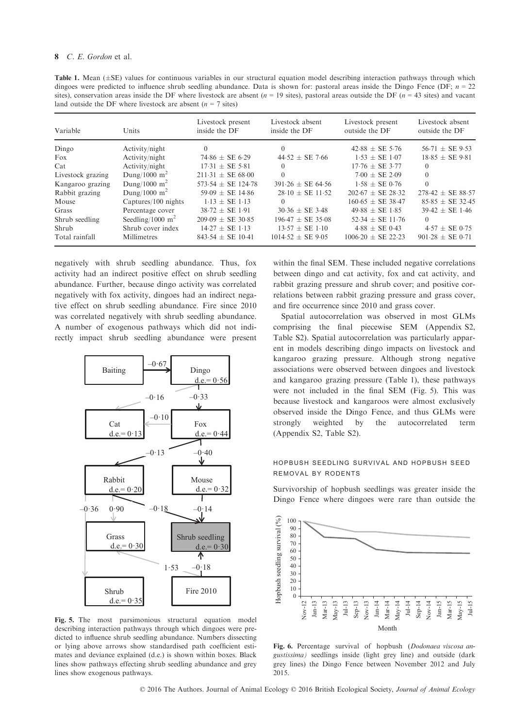**Table 1.** Mean (±SE) values for continuous variables in our structural equation model describing interaction pathways through which dingoes were predicted to influence shrub seedling abundance. Data is shown for: pastoral areas inside the Dingo Fence (DF; $n = 22$ sites), conservation areas inside the DF where livestock are absent ($n = 19$ sites), pastoral areas outside the DF ($n = 43$ sites) and vacant land outside the DF where livestock are absent ($n = 7$ sites)

| Variable | Units | Livestock present inside the DF | Livestock absent inside the DF | Livestock present outside the DF | Livestock absent outside the DF |
|---|---|---|---|---|---|
| Dingo | Activity/night | 0 | 0 | 42·88 ± SE 5·76 | 56·71 ± SE 9·53 |
| Fox | Activity/night | 74·86 ± SE 6·29 | 44·52 ± SE 7·66 | 1·53 ± SE 1·07 | 18·85 ± SE 9·81 |
| Cat | Activity/night | 17·31 ± SE 5·81 | 0 | 17·76 ± SE 3·77 | 0 |
| Livestock grazing | Dung/1000 m$^2$ | 211·31 ± SE 68·00 | 0 | 7·00 ± SE 2·09 | 0 |
| Kangaroo grazing | Dung/1000 m$^2$ | 573·54 ± SE 124·78 | 391·26 ± SE 64·56 | 1·58 ± SE 0·76 | 0 |
| Rabbit grazing | Dung/1000 m$^2$ | 59·09 ± SE 14·86 | 28·10 ± SE 11·52 | 202·67 ± SE 28·32 | 278·42 ± SE 88·57 |
| Mouse | Captures/100 nights | 1·13 ± SE 1·13 | 0 | 160·65 ± SE 38·47 | 85·85 ± SE 32·45 |
| Grass | Percentage cover | 38·72 ± SE 1·91 | 30·36 ± SE 3·48 | 49·88 ± SE 1·85 | 39·42 ± SE 1·46 |
| Shrub seedling | Seedling/1000 m$^2$ | 209·09 ± SE 30·85 | 196·47 ± SE 35·08 | 52·34 ± SE 11·76 | 0 |
| Shrub | Shrub cover index | 14·27 ± SE 1·13 | 13·57 ± SE 1·10 | 4·88 ± SE 0·43 | 4·57 ± SE 0·75 |
| Total rainfall | Millimetres | 843·54 ± SE 10·41 | 1014·52 ± SE 9·05 | 1006·20 ± SE 22·23 | 901·28 ± SE 0·71 |

negatively with shrub seedling abundance. Thus, fox activity had an indirect positive effect on shrub seedling abundance. Further, because dingo activity was correlated negatively with fox activity, dingoes had an indirect negative effect on shrub seedling abundance. Fire since 2010 was correlated negatively with shrub seedling abundance. A number of exogenous pathways which did not indirectly impact shrub seedling abundance were present within the final SEM. These included negative correlations between dingo and cat activity, fox and cat activity, and rabbit grazing pressure and shrub cover; and positive correlations between rabbit grazing pressure and grass cover, and fire occurrence since 2010 and grass cover.

**Fig. 5.** The most parsimonious structural equation model describing interaction pathways through which dingoes were predicted to influence shrub seedling abundance. Numbers dissecting or lying above arrows show standardised path coefficient estimates and deviance explained (d.e.) is shown within boxes. Black lines show pathways effecting shrub seedling abundance and grey lines show exogenous pathways.

Spatial autocorrelation was observed in most GLMs comprising the final piecewise SEM (Appendix S2, Table S2). Spatial autocorrelation was particularly apparent in models describing dingo impacts on livestock and kangaroo grazing pressure. Although strong negative associations were observed between dingoes and livestock and kangaroo grazing pressure (Table 1), these pathways were not included in the final SEM (Fig. 5). This was because livestock and kangaroos were almost exclusively observed inside the Dingo Fence, and thus GLMs were strongly weighted by the autocorrelated term (Appendix S2, Table S2).

### HOPBUSH SEEDLING SURVIVAL AND HOPBUSH SEED REMOVAL BY RODENTS

Survivorship of hopbush seedlings was greater inside the Dingo Fence where dingoes were rare than outside the

**Fig. 6.** Percentage survival of hopbush (*Dodonaea viscosa angustissima*) seedlings inside (light grey line) and outside (dark grey lines) the Dingo Fence between November 2012 and July 2015.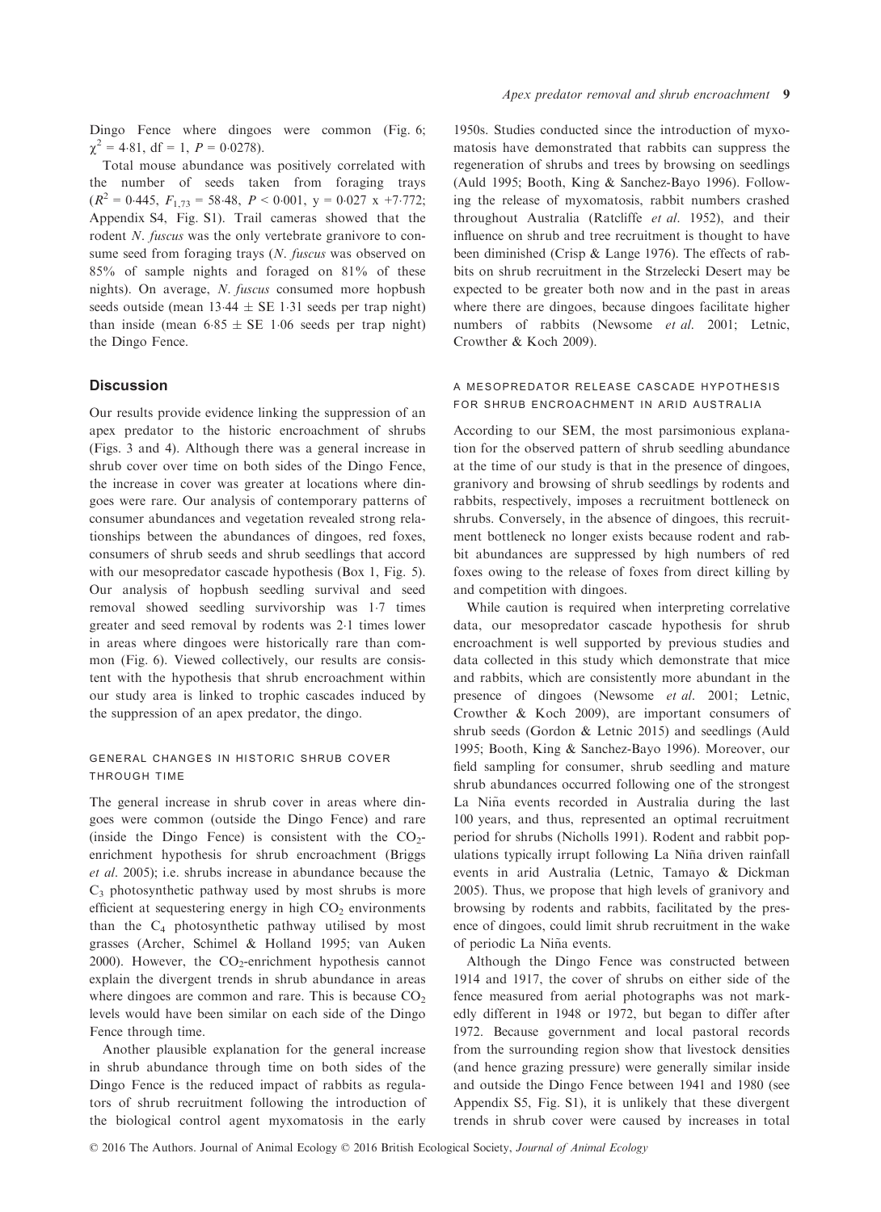Dingo Fence where dingoes were common (Fig. 6; $\chi^2 = 4{\cdot}81$, df = 1, $P = 0{\cdot}0278$).

Total mouse abundance was positively correlated with the number of seeds taken from foraging trays ($R^2 = 0{\cdot}445$, $F_{1,73} = 58{\cdot}48$, $P < 0{\cdot}001$, $y = 0{\cdot}027\ x + 7{\cdot}772$; Appendix S4, Fig. S1). Trail cameras showed that the rodent *N. fuscus* was the only vertebrate granivore to consume seed from foraging trays (*N. fuscus* was observed on 85% of sample nights and foraged on 81% of these nights). On average, *N. fuscus* consumed more hopbush seeds outside (mean $13{\cdot}44 \pm$ SE $1{\cdot}31$ seeds per trap night) than inside (mean $6{\cdot}85 \pm$ SE $1{\cdot}06$ seeds per trap night) the Dingo Fence.

## Discussion

Our results provide evidence linking the suppression of an apex predator to the historic encroachment of shrubs (Figs. 3 and 4). Although there was a general increase in shrub cover over time on both sides of the Dingo Fence, the increase in cover was greater at locations where dingoes were rare. Our analysis of contemporary patterns of consumer abundances and vegetation revealed strong relationships between the abundances of dingoes, red foxes, consumers of shrub seeds and shrub seedlings that accord with our mesopredator cascade hypothesis (Box 1, Fig. 5). Our analysis of hopbush seedling survival and seed removal showed seedling survivorship was 1·7 times greater and seed removal by rodents was 2·1 times lower in areas where dingoes were historically rare than common (Fig. 6). Viewed collectively, our results are consistent with the hypothesis that shrub encroachment within our study area is linked to trophic cascades induced by the suppression of an apex predator, the dingo.

### GENERAL CHANGES IN HISTORIC SHRUB COVER THROUGH TIME

The general increase in shrub cover in areas where dingoes were common (outside the Dingo Fence) and rare (inside the Dingo Fence) is consistent with the $CO_2$-enrichment hypothesis for shrub encroachment (Briggs *et al*. 2005); i.e. shrubs increase in abundance because the $C_3$ photosynthetic pathway used by most shrubs is more efficient at sequestering energy in high $CO_2$ environments than the $C_4$ photosynthetic pathway utilised by most grasses (Archer, Schimel & Holland 1995; van Auken 2000). However, the $CO_2$-enrichment hypothesis cannot explain the divergent trends in shrub abundance in areas where dingoes are common and rare. This is because $CO_2$ levels would have been similar on each side of the Dingo Fence through time.

Another plausible explanation for the general increase in shrub abundance through time on both sides of the Dingo Fence is the reduced impact of rabbits as regulators of shrub recruitment following the introduction of the biological control agent myxomatosis in the early 1950s. Studies conducted since the introduction of myxomatosis have demonstrated that rabbits can suppress the regeneration of shrubs and trees by browsing on seedlings (Auld 1995; Booth, King & Sanchez-Bayo 1996). Following the release of myxomatosis, rabbit numbers crashed throughout Australia (Ratcliffe *et al*. 1952), and their influence on shrub and tree recruitment is thought to have been diminished (Crisp & Lange 1976). The effects of rabbits on shrub recruitment in the Strzelecki Desert may be expected to be greater both now and in the past in areas where there are dingoes, because dingoes facilitate higher numbers of rabbits (Newsome *et al*. 2001; Letnic, Crowther & Koch 2009).

### A MESOPREDATOR RELEASE CASCADE HYPOTHESIS FOR SHRUB ENCROACHMENT IN ARID AUSTRALIA

According to our SEM, the most parsimonious explanation for the observed pattern of shrub seedling abundance at the time of our study is that in the presence of dingoes, granivory and browsing of shrub seedlings by rodents and rabbits, respectively, imposes a recruitment bottleneck on shrubs. Conversely, in the absence of dingoes, this recruitment bottleneck no longer exists because rodent and rabbit abundances are suppressed by high numbers of red foxes owing to the release of foxes from direct killing by and competition with dingoes.

While caution is required when interpreting correlative data, our mesopredator cascade hypothesis for shrub encroachment is well supported by previous studies and data collected in this study which demonstrate that mice and rabbits, which are consistently more abundant in the presence of dingoes (Newsome *et al*. 2001; Letnic, Crowther & Koch 2009), are important consumers of shrub seeds (Gordon & Letnic 2015) and seedlings (Auld 1995; Booth, King & Sanchez-Bayo 1996). Moreover, our field sampling for consumer, shrub seedling and mature shrub abundances occurred following one of the strongest La Niña events recorded in Australia during the last 100 years, and thus, represented an optimal recruitment period for shrubs (Nicholls 1991). Rodent and rabbit populations typically irrupt following La Niña driven rainfall events in arid Australia (Letnic, Tamayo & Dickman 2005). Thus, we propose that high levels of granivory and browsing by rodents and rabbits, facilitated by the presence of dingoes, could limit shrub recruitment in the wake of periodic La Niña events.

Although the Dingo Fence was constructed between 1914 and 1917, the cover of shrubs on either side of the fence measured from aerial photographs was not markedly different in 1948 or 1972, but began to differ after 1972. Because government and local pastoral records from the surrounding region show that livestock densities (and hence grazing pressure) were generally similar inside and outside the Dingo Fence between 1941 and 1980 (see Appendix S5, Fig. S1), it is unlikely that these divergent trends in shrub cover were caused by increases in total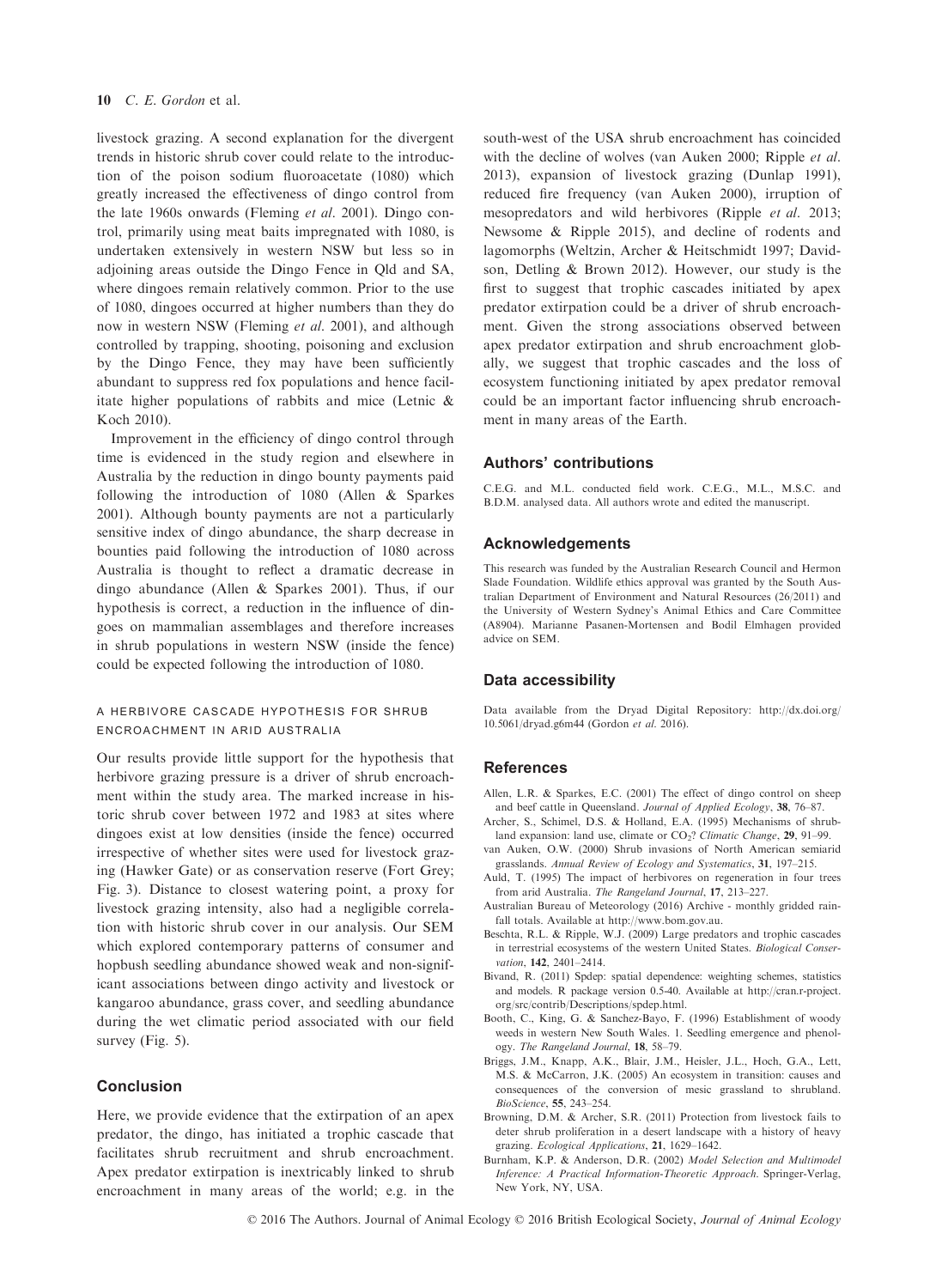livestock grazing. A second explanation for the divergent trends in historic shrub cover could relate to the introduction of the poison sodium fluoroacetate (1080) which greatly increased the effectiveness of dingo control from the late 1960s onwards (Fleming *et al.* 2001). Dingo control, primarily using meat baits impregnated with 1080, is undertaken extensively in western NSW but less so in adjoining areas outside the Dingo Fence in Qld and SA, where dingoes remain relatively common. Prior to the use of 1080, dingoes occurred at higher numbers than they do now in western NSW (Fleming *et al.* 2001), and although controlled by trapping, shooting, poisoning and exclusion by the Dingo Fence, they may have been sufficiently abundant to suppress red fox populations and hence facilitate higher populations of rabbits and mice (Letnic & Koch 2010).

Improvement in the efficiency of dingo control through time is evidenced in the study region and elsewhere in Australia by the reduction in dingo bounty payments paid following the introduction of 1080 (Allen & Sparkes 2001). Although bounty payments are not a particularly sensitive index of dingo abundance, the sharp decrease in bounties paid following the introduction of 1080 across Australia is thought to reflect a dramatic decrease in dingo abundance (Allen & Sparkes 2001). Thus, if our hypothesis is correct, a reduction in the influence of dingoes on mammalian assemblages and therefore increases in shrub populations in western NSW (inside the fence) could be expected following the introduction of 1080.

### A HERBIVORE CASCADE HYPOTHESIS FOR SHRUB ENCROACHMENT IN ARID AUSTRALIA

Our results provide little support for the hypothesis that herbivore grazing pressure is a driver of shrub encroachment within the study area. The marked increase in historic shrub cover between 1972 and 1983 at sites where dingoes exist at low densities (inside the fence) occurred irrespective of whether sites were used for livestock grazing (Hawker Gate) or as conservation reserve (Fort Grey; Fig. 3). Distance to closest watering point, a proxy for livestock grazing intensity, also had a negligible correlation with historic shrub cover in our analysis. Our SEM which explored contemporary patterns of consumer and hopbush seedling abundance showed weak and non-significant associations between dingo activity and livestock or kangaroo abundance, grass cover, and seedling abundance during the wet climatic period associated with our field survey (Fig. 5).

## Conclusion

Here, we provide evidence that the extirpation of an apex predator, the dingo, has initiated a trophic cascade that facilitates shrub recruitment and shrub encroachment. Apex predator extirpation is inextricably linked to shrub encroachment in many areas of the world; e.g. in the south-west of the USA shrub encroachment has coincided with the decline of wolves (van Auken 2000; Ripple *et al.* 2013), expansion of livestock grazing (Dunlap 1991), reduced fire frequency (van Auken 2000), irruption of mesopredators and wild herbivores (Ripple *et al.* 2013; Newsome & Ripple 2015), and decline of rodents and lagomorphs (Weltzin, Archer & Heitschmidt 1997; Davidson, Detling & Brown 2012). However, our study is the first to suggest that trophic cascades initiated by apex predator extirpation could be a driver of shrub encroachment. Given the strong associations observed between apex predator extirpation and shrub encroachment globally, we suggest that trophic cascades and the loss of ecosystem functioning initiated by apex predator removal could be an important factor influencing shrub encroachment in many areas of the Earth.

## Authors' contributions

C.E.G. and M.L. conducted field work. C.E.G., M.L., M.S.C. and B.D.M. analysed data. All authors wrote and edited the manuscript.

## Acknowledgements

This research was funded by the Australian Research Council and Hermon Slade Foundation. Wildlife ethics approval was granted by the South Australian Department of Environment and Natural Resources (26/2011) and the University of Western Sydney's Animal Ethics and Care Committee (A8904). Marianne Pasanen-Mortensen and Bodil Elmhagen provided advice on SEM.

## Data accessibility

Data available from the Dryad Digital Repository: http://dx.doi.org/10.5061/dryad.g6m44 (Gordon *et al.* 2016).

## References

Allen, L.R. & Sparkes, E.C. (2001) The effect of dingo control on sheep and beef cattle in Queensland. *Journal of Applied Ecology*, **38**, 76–87.

Archer, S., Schimel, D.S. & Holland, E.A. (1995) Mechanisms of shrubland expansion: land use, climate or $CO_2$? *Climatic Change*, **29**, 91–99.

van Auken, O.W. (2000) Shrub invasions of North American semiarid grasslands. *Annual Review of Ecology and Systematics*, **31**, 197–215.

Auld, T. (1995) The impact of herbivores on regeneration in four trees from arid Australia. *The Rangeland Journal*, **17**, 213–227.

Australian Bureau of Meteorology (2016) Archive - monthly gridded rainfall totals. Available at http://www.bom.gov.au.

Beschta, R.L. & Ripple, W.J. (2009) Large predators and trophic cascades in terrestrial ecosystems of the western United States. *Biological Conservation*, **142**, 2401–2414.

Bivand, R. (2011) Spdep: spatial dependence: weighting schemes, statistics and models. R package version 0.5-40. Available at http://cran.r-project.org/src/contrib/Descriptions/spdep.html.

Booth, C., King, G. & Sanchez-Bayo, F. (1996) Establishment of woody weeds in western New South Wales. 1. Seedling emergence and phenology. *The Rangeland Journal*, **18**, 58–79.

Briggs, J.M., Knapp, A.K., Blair, J.M., Heisler, J.L., Hoch, G.A., Lett, M.S. & McCarron, J.K. (2005) An ecosystem in transition: causes and consequences of the conversion of mesic grassland to shrubland. *BioScience*, **55**, 243–254.

Browning, D.M. & Archer, S.R. (2011) Protection from livestock fails to deter shrub proliferation in a desert landscape with a history of heavy grazing. *Ecological Applications*, **21**, 1629–1642.

Burnham, K.P. & Anderson, D.R. (2002) *Model Selection and Multimodel Inference: A Practical Information-Theoretic Approach*. Springer-Verlag, New York, NY, USA.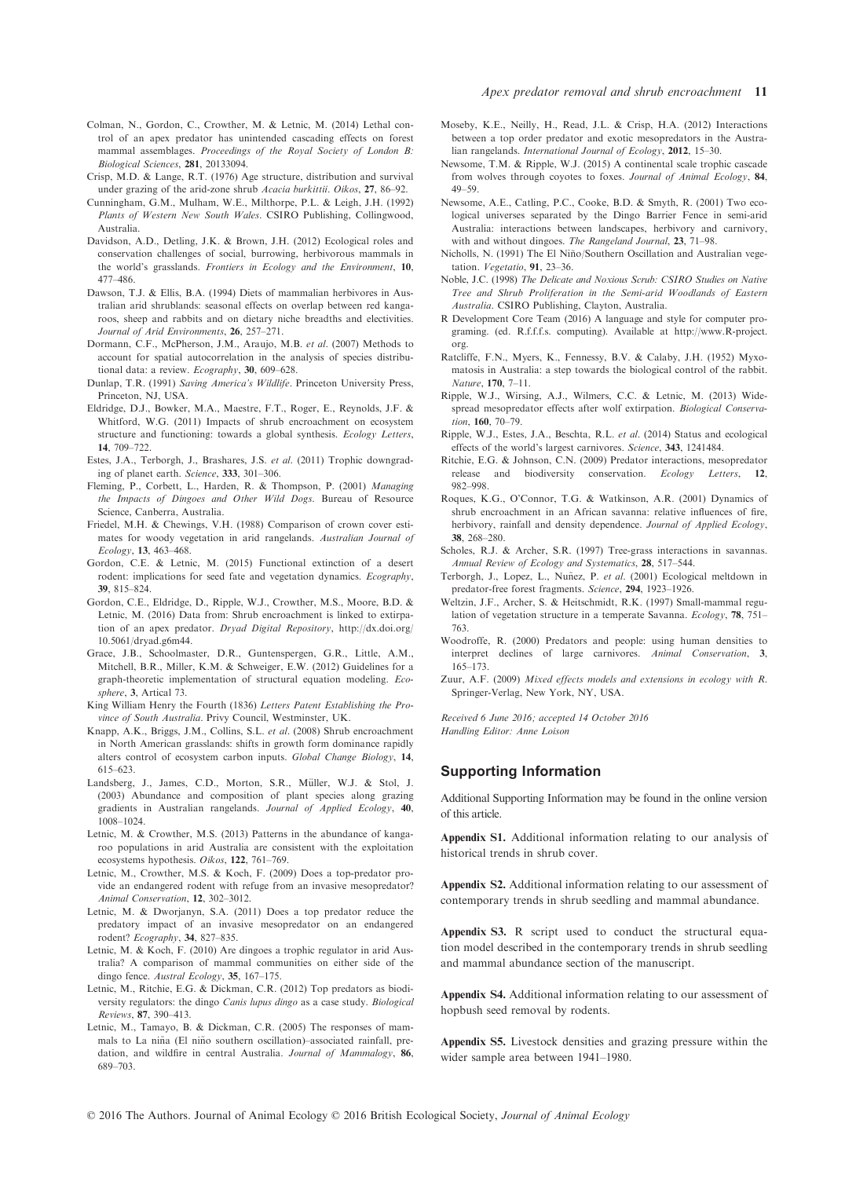Colman, N., Gordon, C., Crowther, M. & Letnic, M. (2014) Lethal control of an apex predator has unintended cascading effects on forest mammal assemblages. *Proceedings of the Royal Society of London B: Biological Sciences*, **281**, 20133094.

Crisp, M.D. & Lange, R.T. (1976) Age structure, distribution and survival under grazing of the arid-zone shrub *Acacia burkittii*. *Oikos*, **27**, 86–92.

Cunningham, G.M., Mulham, W.E., Milthorpe, P.L. & Leigh, J.H. (1992) *Plants of Western New South Wales*. CSIRO Publishing, Collingwood, Australia.

Davidson, A.D., Detling, J.K. & Brown, J.H. (2012) Ecological roles and conservation challenges of social, burrowing, herbivorous mammals in the world's grasslands. *Frontiers in Ecology and the Environment*, **10**, 477–486.

Dawson, T.J. & Ellis, B.A. (1994) Diets of mammalian herbivores in Australian arid shrublands: seasonal effects on overlap between red kangaroos, sheep and rabbits and on dietary niche breadths and electivities. *Journal of Arid Environments*, **26**, 257–271.

Dormann, C.F., McPherson, J.M., Araujo, M.B. *et al.* (2007) Methods to account for spatial autocorrelation in the analysis of species distributional data: a review. *Ecography*, **30**, 609–628.

Dunlap, T.R. (1991) *Saving America's Wildlife*. Princeton University Press, Princeton, NJ, USA.

Eldridge, D.J., Bowker, M.A., Maestre, F.T., Roger, E., Reynolds, J.F. & Whitford, W.G. (2011) Impacts of shrub encroachment on ecosystem structure and functioning: towards a global synthesis. *Ecology Letters*, **14**, 709–722.

Estes, J.A., Terborgh, J., Brashares, J.S. *et al.* (2011) Trophic downgrading of planet earth. *Science*, **333**, 301–306.

Fleming, P., Corbett, L., Harden, R. & Thompson, P. (2001) *Managing the Impacts of Dingoes and Other Wild Dogs*. Bureau of Resource Science, Canberra, Australia.

Friedel, M.H. & Chewings, V.H. (1988) Comparison of crown cover estimates for woody vegetation in arid rangelands. *Australian Journal of Ecology*, **13**, 463–468.

Gordon, C.E. & Letnic, M. (2015) Functional extinction of a desert rodent: implications for seed fate and vegetation dynamics. *Ecography*, **39**, 815–824.

Gordon, C.E., Eldridge, D., Ripple, W.J., Crowther, M.S., Moore, B.D. & Letnic, M. (2016) Data from: Shrub encroachment is linked to extirpation of an apex predator. *Dryad Digital Repository*, http://dx.doi.org/10.5061/dryad.g6m44.

Grace, J.B., Schoolmaster, D.R., Guntenspergen, G.R., Little, A.M., Mitchell, B.R., Miller, K.M. & Schweiger, E.W. (2012) Guidelines for a graph-theoretic implementation of structural equation modeling. *Ecosphere*, **3**, Artical 73.

King William Henry the Fourth (1836) *Letters Patent Establishing the Province of South Australia*. Privy Council, Westminster, UK.

Knapp, A.K., Briggs, J.M., Collins, S.L. *et al.* (2008) Shrub encroachment in North American grasslands: shifts in growth form dominance rapidly alters control of ecosystem carbon inputs. *Global Change Biology*, **14**, 615–623.

Landsberg, J., James, C.D., Morton, S.R., Müller, W.J. & Stol, J. (2003) Abundance and composition of plant species along grazing gradients in Australian rangelands. *Journal of Applied Ecology*, **40**, 1008–1024.

Letnic, M. & Crowther, M.S. (2013) Patterns in the abundance of kangaroo populations in arid Australia are consistent with the exploitation ecosystems hypothesis. *Oikos*, **122**, 761–769.

Letnic, M., Crowther, M.S. & Koch, F. (2009) Does a top-predator provide an endangered rodent with refuge from an invasive mesopredator? *Animal Conservation*, **12**, 302–3012.

Letnic, M. & Dworjanyn, S.A. (2011) Does a top predator reduce the predatory impact of an invasive mesopredator on an endangered rodent? *Ecography*, **34**, 827–835.

Letnic, M. & Koch, F. (2010) Are dingoes a trophic regulator in arid Australia? A comparison of mammal communities on either side of the dingo fence. *Austral Ecology*, **35**, 167–175.

Letnic, M., Ritchie, E.G. & Dickman, C.R. (2012) Top predators as biodiversity regulators: the dingo *Canis lupus dingo* as a case study. *Biological Reviews*, **87**, 390–413.

Letnic, M., Tamayo, B. & Dickman, C.R. (2005) The responses of mammals to La niña (El niño southern oscillation)–associated rainfall, predation, and wildfire in central Australia. *Journal of Mammalogy*, **86**, 689–703.

Moseby, K.E., Neilly, H., Read, J.L. & Crisp, H.A. (2012) Interactions between a top order predator and exotic mesopredators in the Australian rangelands. *International Journal of Ecology*, **2012**, 15–30.

Newsome, T.M. & Ripple, W.J. (2015) A continental scale trophic cascade from wolves through coyotes to foxes. *Journal of Animal Ecology*, **84**, 49–59.

Newsome, A.E., Catling, P.C., Cooke, B.D. & Smyth, R. (2001) Two ecological universes separated by the Dingo Barrier Fence in semi-arid Australia: interactions between landscapes, herbivory and carnivory, with and without dingoes. *The Rangeland Journal*, **23**, 71–98.

Nicholls, N. (1991) The El Niño/Southern Oscillation and Australian vegetation. *Vegetatio*, **91**, 23–36.

Noble, J.C. (1998) *The Delicate and Noxious Scrub: CSIRO Studies on Native Tree and Shrub Proliferation in the Semi-arid Woodlands of Eastern Australia*. CSIRO Publishing, Clayton, Australia.

R Development Core Team (2016) A language and style for computer programing. (ed. R.f.f.f.s. computing). Available at http://www.R-project.org.

Ratcliffe, F.N., Myers, K., Fennessy, B.V. & Calaby, J.H. (1952) Myxomatosis in Australia: a step towards the biological control of the rabbit. *Nature*, **170**, 7–11.

Ripple, W.J., Wirsing, A.J., Wilmers, C.C. & Letnic, M. (2013) Widespread mesopredator effects after wolf extirpation. *Biological Conservation*, **160**, 70–79.

Ripple, W.J., Estes, J.A., Beschta, R.L. *et al.* (2014) Status and ecological effects of the world's largest carnivores. *Science*, **343**, 1241484.

Ritchie, E.G. & Johnson, C.N. (2009) Predator interactions, mesopredator release and biodiversity conservation. *Ecology Letters*, **12**, 982–998.

Roques, K.G., O'Connor, T.G. & Watkinson, A.R. (2001) Dynamics of shrub encroachment in an African savanna: relative influences of fire, herbivory, rainfall and density dependence. *Journal of Applied Ecology*, **38**, 268–280.

Scholes, R.J. & Archer, S.R. (1997) Tree-grass interactions in savannas. *Annual Review of Ecology and Systematics*, **28**, 517–544.

Terborgh, J., Lopez, L., Nuñez, P. *et al.* (2001) Ecological meltdown in predator-free forest fragments. *Science*, **294**, 1923–1926.

Weltzin, J.F., Archer, S. & Heitschmidt, R.K. (1997) Small-mammal regulation of vegetation structure in a temperate Savanna. *Ecology*, **78**, 751–763.

Woodroffe, R. (2000) Predators and people: using human densities to interpret declines of large carnivores. *Animal Conservation*, **3**, 165–173.

Zuur, A.F. (2009) *Mixed effects models and extensions in ecology with R*. Springer-Verlag, New York, NY, USA.

*Received 6 June 2016; accepted 14 October 2016*
*Handling Editor: Anne Loison*

## Supporting Information

Additional Supporting Information may be found in the online version of this article.

**Appendix S1.** Additional information relating to our analysis of historical trends in shrub cover.

**Appendix S2.** Additional information relating to our assessment of contemporary trends in shrub seedling and mammal abundance.

**Appendix S3.** R script used to conduct the structural equation model described in the contemporary trends in shrub seedling and mammal abundance section of the manuscript.

**Appendix S4.** Additional information relating to our assessment of hopbush seed removal by rodents.

**Appendix S5.** Livestock densities and grazing pressure within the wider sample area between 1941–1980.